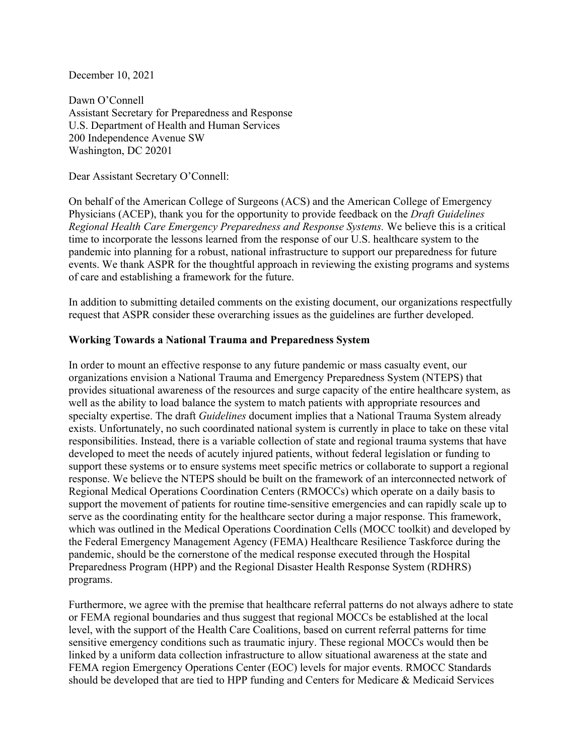December 10, 2021

Dawn O'Connell
Assistant Secretary for Preparedness and Response
U.S. Department of Health and Human Services
200 Independence Avenue SW
Washington, DC 20201

Dear Assistant Secretary O'Connell:

On behalf of the American College of Surgeons (ACS) and the American College of Emergency Physicians (ACEP), thank you for the opportunity to provide feedback on the *Draft Guidelines Regional Health Care Emergency Preparedness and Response Systems.* We believe this is a critical time to incorporate the lessons learned from the response of our U.S. healthcare system to the pandemic into planning for a robust, national infrastructure to support our preparedness for future events. We thank ASPR for the thoughtful approach in reviewing the existing programs and systems of care and establishing a framework for the future.

In addition to submitting detailed comments on the existing document, our organizations respectfully request that ASPR consider these overarching issues as the guidelines are further developed.

**Working Towards a National Trauma and Preparedness System**

In order to mount an effective response to any future pandemic or mass casualty event, our organizations envision a National Trauma and Emergency Preparedness System (NTEPS) that provides situational awareness of the resources and surge capacity of the entire healthcare system, as well as the ability to load balance the system to match patients with appropriate resources and specialty expertise. The draft *Guidelines* document implies that a National Trauma System already exists. Unfortunately, no such coordinated national system is currently in place to take on these vital responsibilities. Instead, there is a variable collection of state and regional trauma systems that have developed to meet the needs of acutely injured patients, without federal legislation or funding to support these systems or to ensure systems meet specific metrics or collaborate to support a regional response. We believe the NTEPS should be built on the framework of an interconnected network of Regional Medical Operations Coordination Centers (RMOCCs) which operate on a daily basis to support the movement of patients for routine time-sensitive emergencies and can rapidly scale up to serve as the coordinating entity for the healthcare sector during a major response. This framework, which was outlined in the Medical Operations Coordination Cells (MOCC toolkit) and developed by the Federal Emergency Management Agency (FEMA) Healthcare Resilience Taskforce during the pandemic, should be the cornerstone of the medical response executed through the Hospital Preparedness Program (HPP) and the Regional Disaster Health Response System (RDHRS) programs.

Furthermore, we agree with the premise that healthcare referral patterns do not always adhere to state or FEMA regional boundaries and thus suggest that regional MOCCs be established at the local level, with the support of the Health Care Coalitions, based on current referral patterns for time sensitive emergency conditions such as traumatic injury. These regional MOCCs would then be linked by a uniform data collection infrastructure to allow situational awareness at the state and FEMA region Emergency Operations Center (EOC) levels for major events. RMOCC Standards should be developed that are tied to HPP funding and Centers for Medicare & Medicaid Services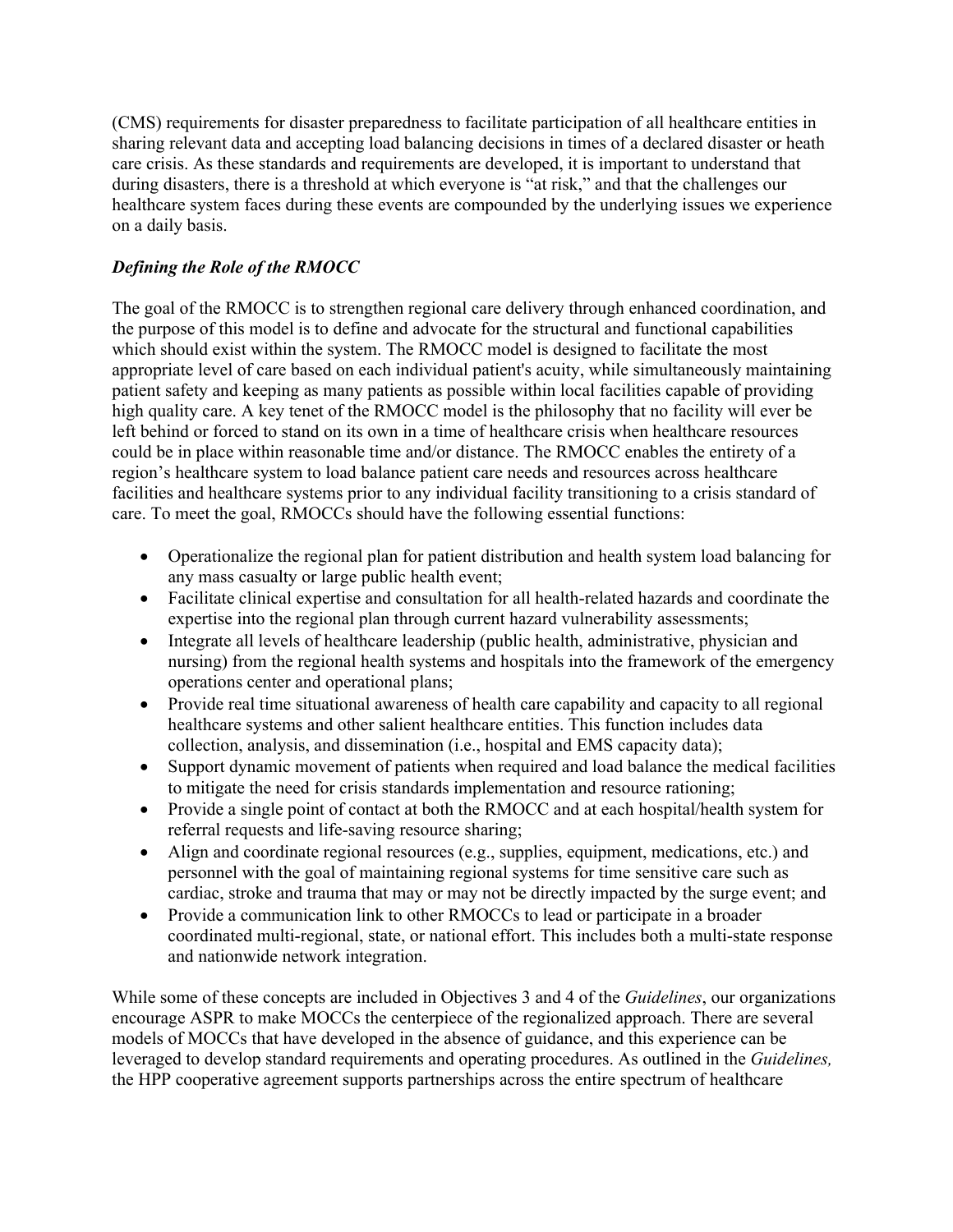(CMS) requirements for disaster preparedness to facilitate participation of all healthcare entities in sharing relevant data and accepting load balancing decisions in times of a declared disaster or heath care crisis. As these standards and requirements are developed, it is important to understand that during disasters, there is a threshold at which everyone is "at risk," and that the challenges our healthcare system faces during these events are compounded by the underlying issues we experience on a daily basis.

***Defining the Role of the RMOCC***

The goal of the RMOCC is to strengthen regional care delivery through enhanced coordination, and the purpose of this model is to define and advocate for the structural and functional capabilities which should exist within the system. The RMOCC model is designed to facilitate the most appropriate level of care based on each individual patient's acuity, while simultaneously maintaining patient safety and keeping as many patients as possible within local facilities capable of providing high quality care. A key tenet of the RMOCC model is the philosophy that no facility will ever be left behind or forced to stand on its own in a time of healthcare crisis when healthcare resources could be in place within reasonable time and/or distance. The RMOCC enables the entirety of a region's healthcare system to load balance patient care needs and resources across healthcare facilities and healthcare systems prior to any individual facility transitioning to a crisis standard of care. To meet the goal, RMOCCs should have the following essential functions:

- Operationalize the regional plan for patient distribution and health system load balancing for any mass casualty or large public health event;
- Facilitate clinical expertise and consultation for all health-related hazards and coordinate the expertise into the regional plan through current hazard vulnerability assessments;
- Integrate all levels of healthcare leadership (public health, administrative, physician and nursing) from the regional health systems and hospitals into the framework of the emergency operations center and operational plans;
- Provide real time situational awareness of health care capability and capacity to all regional healthcare systems and other salient healthcare entities. This function includes data collection, analysis, and dissemination (i.e., hospital and EMS capacity data);
- Support dynamic movement of patients when required and load balance the medical facilities to mitigate the need for crisis standards implementation and resource rationing;
- Provide a single point of contact at both the RMOCC and at each hospital/health system for referral requests and life-saving resource sharing;
- Align and coordinate regional resources (e.g., supplies, equipment, medications, etc.) and personnel with the goal of maintaining regional systems for time sensitive care such as cardiac, stroke and trauma that may or may not be directly impacted by the surge event; and
- Provide a communication link to other RMOCCs to lead or participate in a broader coordinated multi-regional, state, or national effort. This includes both a multi-state response and nationwide network integration.

While some of these concepts are included in Objectives 3 and 4 of the *Guidelines*, our organizations encourage ASPR to make MOCCs the centerpiece of the regionalized approach. There are several models of MOCCs that have developed in the absence of guidance, and this experience can be leveraged to develop standard requirements and operating procedures. As outlined in the *Guidelines,* the HPP cooperative agreement supports partnerships across the entire spectrum of healthcare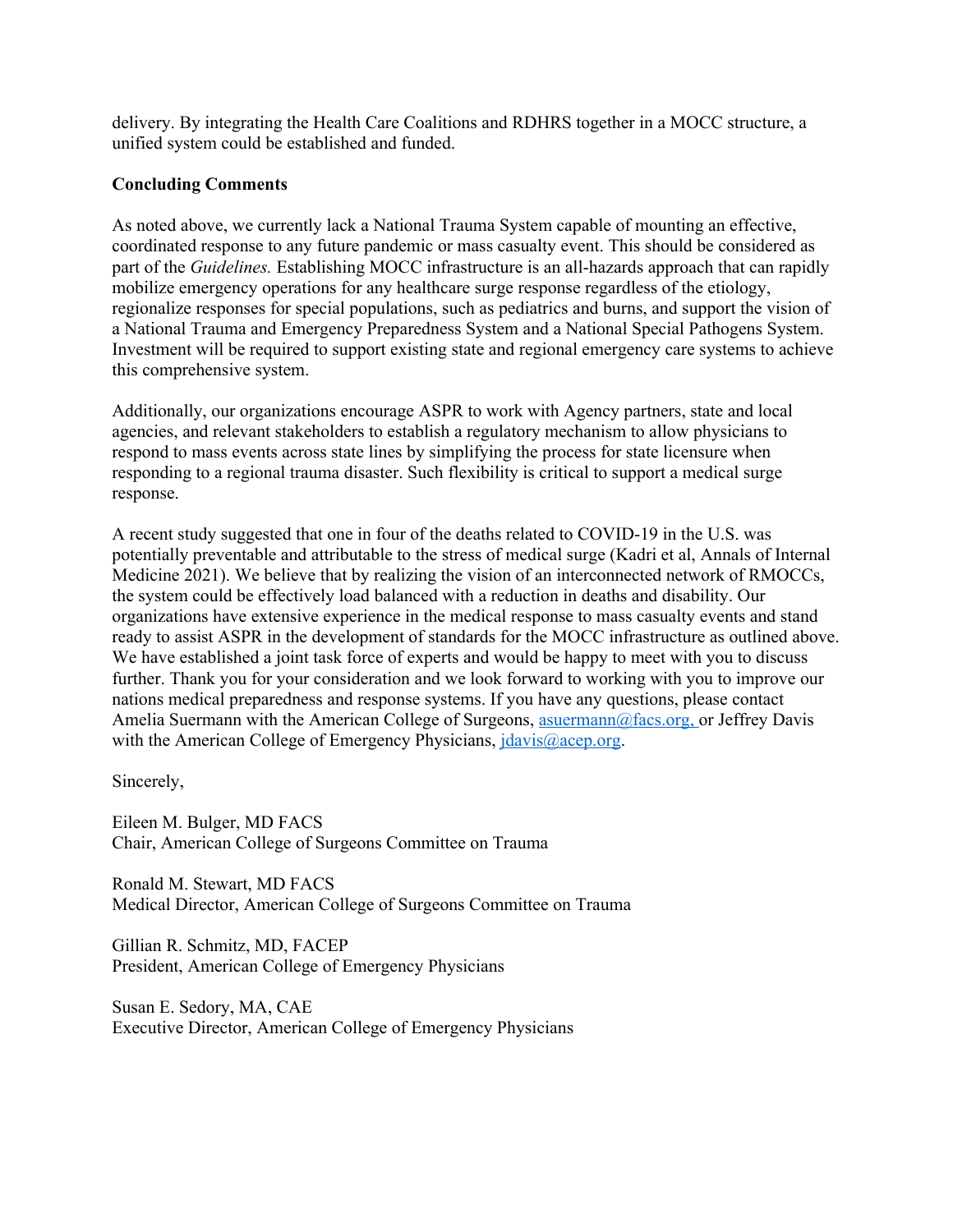delivery. By integrating the Health Care Coalitions and RDHRS together in a MOCC structure, a unified system could be established and funded.

**Concluding Comments**

As noted above, we currently lack a National Trauma System capable of mounting an effective, coordinated response to any future pandemic or mass casualty event. This should be considered as part of the *Guidelines.* Establishing MOCC infrastructure is an all-hazards approach that can rapidly mobilize emergency operations for any healthcare surge response regardless of the etiology, regionalize responses for special populations, such as pediatrics and burns, and support the vision of a National Trauma and Emergency Preparedness System and a National Special Pathogens System. Investment will be required to support existing state and regional emergency care systems to achieve this comprehensive system.

Additionally, our organizations encourage ASPR to work with Agency partners, state and local agencies, and relevant stakeholders to establish a regulatory mechanism to allow physicians to respond to mass events across state lines by simplifying the process for state licensure when responding to a regional trauma disaster. Such flexibility is critical to support a medical surge response.

A recent study suggested that one in four of the deaths related to COVID-19 in the U.S. was potentially preventable and attributable to the stress of medical surge (Kadri et al, Annals of Internal Medicine 2021). We believe that by realizing the vision of an interconnected network of RMOCCs, the system could be effectively load balanced with a reduction in deaths and disability. Our organizations have extensive experience in the medical response to mass casualty events and stand ready to assist ASPR in the development of standards for the MOCC infrastructure as outlined above. We have established a joint task force of experts and would be happy to meet with you to discuss further. Thank you for your consideration and we look forward to working with you to improve our nations medical preparedness and response systems. If you have any questions, please contact Amelia Suermann with the American College of Surgeons, asuermann@facs.org, or Jeffrey Davis with the American College of Emergency Physicians, jdavis@acep.org.

Sincerely,

Eileen M. Bulger, MD FACS
Chair, American College of Surgeons Committee on Trauma

Ronald M. Stewart, MD FACS
Medical Director, American College of Surgeons Committee on Trauma

Gillian R. Schmitz, MD, FACEP
President, American College of Emergency Physicians

Susan E. Sedory, MA, CAE
Executive Director, American College of Emergency Physicians